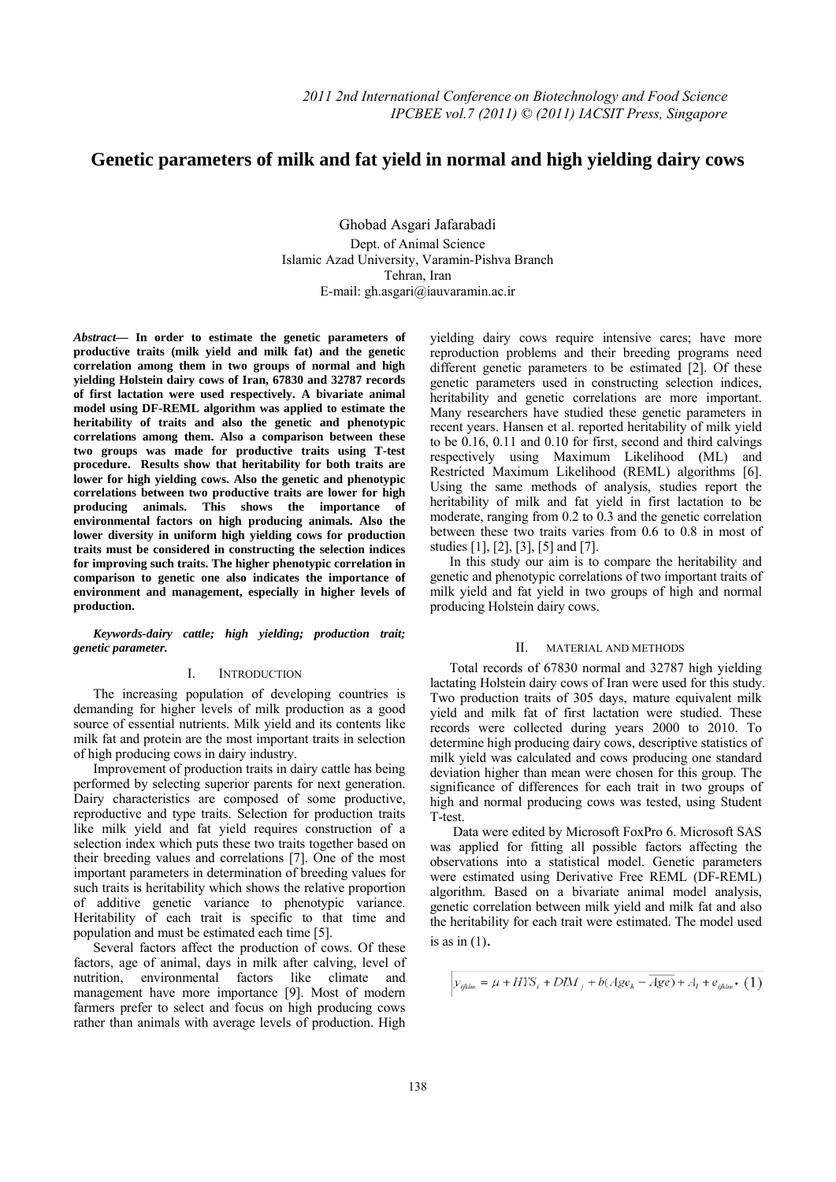# Genetic parameters of milk and fat yield in normal and high yielding dairy cows

Ghobad Asgari Jafarabadi

Dept. of Animal Science
Islamic Azad University, Varamin-Pishva Branch
Tehran, Iran
E-mail: gh.asgari@iauvaramin.ac.ir

***Abstract*— In order to estimate the genetic parameters of productive traits (milk yield and milk fat) and the genetic correlation among them in two groups of normal and high yielding Holstein dairy cows of Iran, 67830 and 32787 records of first lactation were used respectively. A bivariate animal model using DF-REML algorithm was applied to estimate the heritability of traits and also the genetic and phenotypic correlations among them. Also a comparison between these two groups was made for productive traits using T-test procedure. Results show that heritability for both traits are lower for high yielding cows. Also the genetic and phenotypic correlations between two productive traits are lower for high producing animals. This shows the importance of environmental factors on high producing animals. Also the lower diversity in uniform high yielding cows for production traits must be considered in constructing the selection indices for improving such traits. The higher phenotypic correlation in comparison to genetic one also indicates the importance of environment and management, especially in higher levels of production.**

***Keywords-dairy cattle; high yielding; production trait; genetic parameter.***

## I. Introduction

The increasing population of developing countries is demanding for higher levels of milk production as a good source of essential nutrients. Milk yield and its contents like milk fat and protein are the most important traits in selection of high producing cows in dairy industry.

Improvement of production traits in dairy cattle has being performed by selecting superior parents for next generation. Dairy characteristics are composed of some productive, reproductive and type traits. Selection for production traits like milk yield and fat yield requires construction of a selection index which puts these two traits together based on their breeding values and correlations [7]. One of the most important parameters in determination of breeding values for such traits is heritability which shows the relative proportion of additive genetic variance to phenotypic variance. Heritability of each trait is specific to that time and population and must be estimated each time [5].

Several factors affect the production of cows. Of these factors, age of animal, days in milk after calving, level of nutrition, environmental factors like climate and management have more importance [9]. Most of modern farmers prefer to select and focus on high producing cows rather than animals with average levels of production. High yielding dairy cows require intensive cares; have more reproduction problems and their breeding programs need different genetic parameters to be estimated [2]. Of these genetic parameters used in constructing selection indices, heritability and genetic correlations are more important. Many researchers have studied these genetic parameters in recent years. Hansen et al. reported heritability of milk yield to be 0.16, 0.11 and 0.10 for first, second and third calvings respectively using Maximum Likelihood (ML) and Restricted Maximum Likelihood (REML) algorithms [6]. Using the same methods of analysis, studies report the heritability of milk and fat yield in first lactation to be moderate, ranging from 0.2 to 0.3 and the genetic correlation between these two traits varies from 0.6 to 0.8 in most of studies [1], [2], [3], [5] and [7].

In this study our aim is to compare the heritability and genetic and phenotypic correlations of two important traits of milk yield and fat yield in two groups of high and normal producing Holstein dairy cows.

## II. Material and Methods

Total records of 67830 normal and 32787 high yielding lactating Holstein dairy cows of Iran were used for this study. Two production traits of 305 days, mature equivalent milk yield and milk fat of first lactation were studied. These records were collected during years 2000 to 2010. To determine high producing dairy cows, descriptive statistics of milk yield was calculated and cows producing one standard deviation higher than mean were chosen for this group. The significance of differences for each trait in two groups of high and normal producing cows was tested, using Student T-test.

Data were edited by Microsoft FoxPro 6. Microsoft SAS was applied for fitting all possible factors affecting the observations into a statistical model. Genetic parameters were estimated using Derivative Free REML (DF-REML) algorithm. Based on a bivariate animal model analysis, genetic correlation between milk yield and milk fat and also the heritability for each trait were estimated. The model used is as in (1).

$$y_{ijklm} = \mu + HYS_i + DIM_j + b(Age_k - \overline{Age}) + A_l + e_{ijklm} \quad (1)$$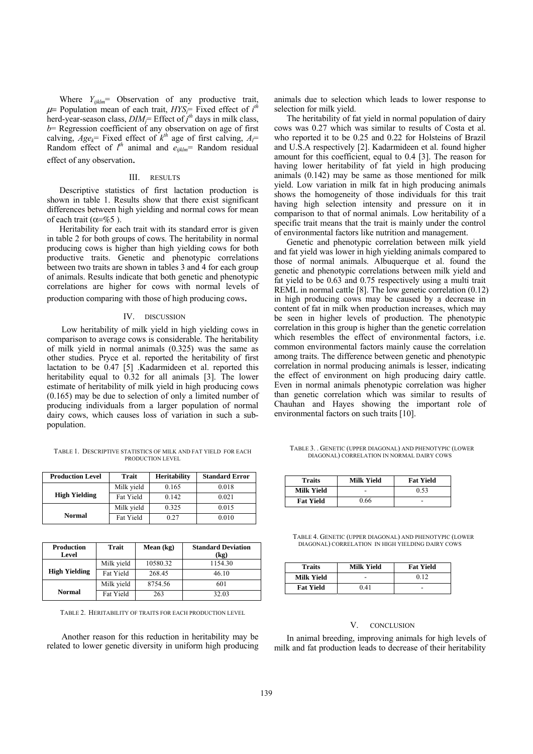Where $Y_{ijklm}$= Observation of any productive trait, $\mu$= Population mean of each trait, $HYS_i$= Fixed effect of $i^{th}$ herd-year-season class, $DIM_j$= Effect of $j^{th}$ days in milk class, $b$= Regression coefficient of any observation on age of first calving, $Age_k$= Fixed effect of $k^{th}$ age of first calving, $A_l$= Random effect of $l^{th}$ animal and $e_{ijklm}$= Random residual effect of any observation.

## III. RESULTS

Descriptive statistics of first lactation production is shown in table 1. Results show that there exist significant differences between high yielding and normal cows for mean of each trait ($\alpha$=%5 ).

Heritability for each trait with its standard error is given in table 2 for both groups of cows. The heritability in normal producing cows is higher than high yielding cows for both productive traits. Genetic and phenotypic correlations between two traits are shown in tables 3 and 4 for each group of animals. Results indicate that both genetic and phenotypic correlations are higher for cows with normal levels of production comparing with those of high producing cows.

## IV. DISCUSSION

Low heritability of milk yield in high yielding cows in comparison to average cows is considerable. The heritability of milk yield in normal animals (0.325) was the same as other studies. Pryce et al. reported the heritability of first lactation to be 0.47 [5] .Kadarmideen et al. reported this heritability equal to 0.32 for all animals [3]. The lower estimate of heritability of milk yield in high producing cows (0.165) may be due to selection of only a limited number of producing individuals from a larger population of normal dairy cows, which causes loss of variation in such a sub-population.

TABLE 1. DESCRIPTIVE STATISTICS OF MILK AND FAT YIELD FOR EACH PRODUCTION LEVEL

| Production Level | Trait | Heritability | Standard Error |
|---|---|---|---|
| High Yielding | Milk yield | 0.165 | 0.018 |
| | Fat Yield | 0.142 | 0.021 |
| Normal | Milk yield | 0.325 | 0.015 |
| | Fat Yield | 0.27 | 0.010 |

| Production Level | Trait | Mean (kg) | Standard Deviation (kg) |
|---|---|---|---|
| High Yielding | Milk yield | 10580.32 | 1154.30 |
| | Fat Yield | 268.45 | 46.10 |
| Normal | Milk yield | 8754.56 | 601 |
| | Fat Yield | 263 | 32.03 |

TABLE 2. HERITABILITY OF TRAITS FOR EACH PRODUCTION LEVEL

Another reason for this reduction in heritability may be related to lower genetic diversity in uniform high producing animals due to selection which leads to lower response to selection for milk yield.

The heritability of fat yield in normal population of dairy cows was 0.27 which was similar to results of Costa et al. who reported it to be 0.25 and 0.22 for Holsteins of Brazil and U.S.A respectively [2]. Kadarmideen et al. found higher amount for this coefficient, equal to 0.4 [3]. The reason for having lower heritability of fat yield in high producing animals (0.142) may be same as those mentioned for milk yield. Low variation in milk fat in high producing animals shows the homogeneity of those individuals for this trait having high selection intensity and pressure on it in comparison to that of normal animals. Low heritability of a specific trait means that the trait is mainly under the control of environmental factors like nutrition and management.

Genetic and phenotypic correlation between milk yield and fat yield was lower in high yielding animals compared to those of normal animals. Albuquerque et al. found the genetic and phenotypic correlations between milk yield and fat yield to be 0.63 and 0.75 respectively using a multi trait REML in normal cattle [8]. The low genetic correlation (0.12) in high producing cows may be caused by a decrease in content of fat in milk when production increases, which may be seen in higher levels of production. The phenotypic correlation in this group is higher than the genetic correlation which resembles the effect of environmental factors, i.e. common environmental factors mainly cause the correlation among traits. The difference between genetic and phenotypic correlation in normal producing animals is lesser, indicating the effect of environment on high producing dairy cattle. Even in normal animals phenotypic correlation was higher than genetic correlation which was similar to results of Chauhan and Hayes showing the important role of environmental factors on such traits [10].

TABLE 3. . GENETIC (UPPER DIAGONAL) AND PHENOTYPIC (LOWER DIAGONAL) CORRELATION IN NORMAL DAIRY COWS

| Traits | Milk Yield | Fat Yield |
|---|---|---|
| **Milk Yield** | - | 0.53 |
| **Fat Yield** | 0.66 | - |

TABLE 4. GENETIC (UPPER DIAGONAL) AND PHENOTYPIC (LOWER DIAGONAL) CORRELATION IN HIGH YIELDING DAIRY COWS

| Traits | Milk Yield | Fat Yield |
|---|---|---|
| **Milk Yield** | - | 0.12 |
| **Fat Yield** | 0.41 | - |

## V. CONCLUSION

In animal breeding, improving animals for high levels of milk and fat production leads to decrease of their heritability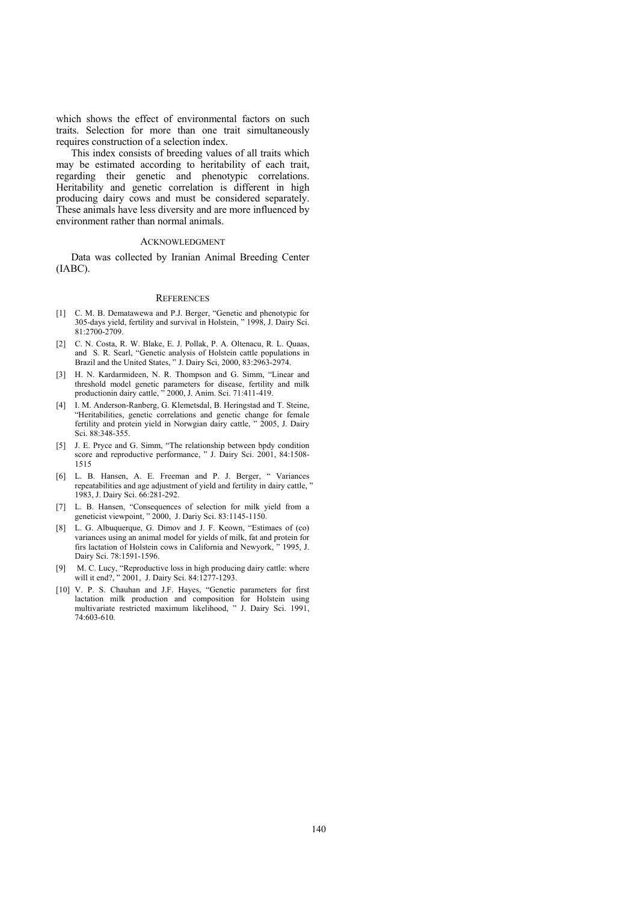which shows the effect of environmental factors on such traits. Selection for more than one trait simultaneously requires construction of a selection index.

This index consists of breeding values of all traits which may be estimated according to heritability of each trait, regarding their genetic and phenotypic correlations. Heritability and genetic correlation is different in high producing dairy cows and must be considered separately. These animals have less diversity and are more influenced by environment rather than normal animals.

## ACKNOWLEDGMENT

Data was collected by Iranian Animal Breeding Center (IABC).

## REFERENCES

[1] C. M. B. Dematawewa and P.J. Berger, "Genetic and phenotypic for 305-days yield, fertility and survival in Holstein, " 1998, J. Dairy Sci. 81:2700-2709.

[2] C. N. Costa, R. W. Blake, E. J. Pollak, P. A. Oltenacu, R. L. Quaas, and S. R. Searl, "Genetic analysis of Holstein cattle populations in Brazil and the United States, " J. Dairy Sci, 2000, 83:2963-2974.

[3] H. N. Kardarmideen, N. R. Thompson and G. Simm, "Linear and threshold model genetic parameters for disease, fertility and milk productionin dairy cattle, " 2000, J. Anim. Sci. 71:411-419.

[4] I. M. Anderson-Ranberg, G. Klemetsdal, B. Heringstad and T. Steine, "Heritabilities, genetic correlations and genetic change for female fertility and protein yield in Norwgian dairy cattle, " 2005, J. Dairy Sci. 88:348-355.

[5] J. E. Pryce and G. Simm, "The relationship between bpdy condition score and reproductive performance, " J. Dairy Sci. 2001, 84:1508-1515

[6] L. B. Hansen, A. E. Freeman and P. J. Berger, " Variances repeatabilities and age adjustment of yield and fertility in dairy cattle, " 1983, J. Dairy Sci. 66:281-292.

[7] L. B. Hansen, "Consequences of selection for milk yield from a geneticist viewpoint, " 2000, J. Dariy Sci. 83:1145-1150.

[8] L. G. Albuquerque, G. Dimov and J. F. Keown, "Estimaes of (co) variances using an animal model for yields of milk, fat and protein for firs lactation of Holstein cows in California and Newyork, " 1995, J. Dairy Sci. 78:1591-1596.

[9] M. C. Lucy, "Reproductive loss in high producing dairy cattle: where will it end?, " 2001, J. Dairy Sci. 84:1277-1293.

[10] V. P. S. Chauhan and J.F. Hayes, "Genetic parameters for first lactation milk production and composition for Holstein using multivariate restricted maximum likelihood, " J. Dairy Sci. 1991, 74:603-610.